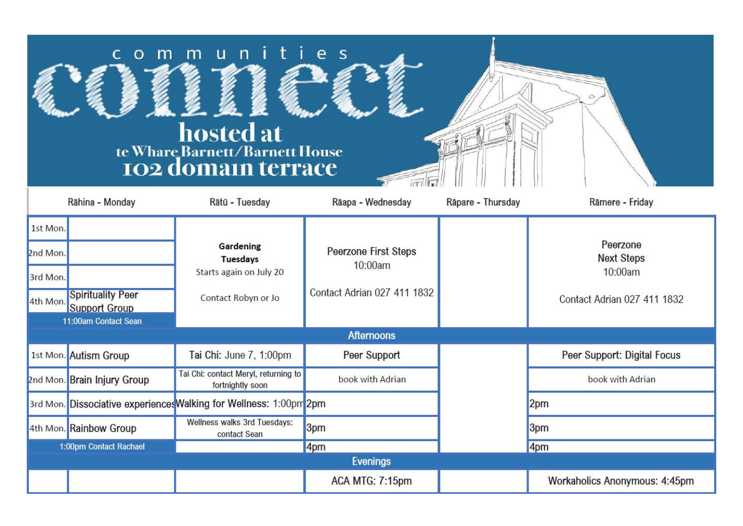# communities connect

## hosted at
### te Whare Barnett/Barnett House
### 102 domain terrace

| Rāhina - Monday | | Rātū - Tuesday | Rāapa - Wednesday | Rāpare - Thursday | Rāmere - Friday |
|---|---|---|---|---|---|
| 1st Mon. | | **Gardening Tuesdays** Starts again on July 20 Contact Robyn or Jo | Peerzone First Steps 10:00am Contact Adrian 027 411 1832 | | Peerzone Next Steps 10:00am Contact Adrian 027 411 1832 |
| 2nd Mon. | | | | | |
| 3rd Mon. | | | | | |
| 4th Mon. | Spirituality Peer Support Group | | | | |
| 11:00am Contact Sean | | | | | |
| **Afternoons** | | | | | |
| 1st Mon. | Autism Group | Tai Chi: June 7, 1:00pm | Peer Support | | Peer Support: Digital Focus |
| 2nd Mon. | Brain Injury Group | Tai Chi: contact Meryl, returning to fortnightly soon | book with Adrian | | book with Adrian |
| 3rd Mon. | Dissociative experiences | Walking for Wellness: 1:00pm | 2pm | | 2pm |
| 4th Mon. | Rainbow Group | Wellness walks 3rd Tuesdays: contact Sean | 3pm | | 3pm |
| 1:00pm Contact Rachael | | | 4pm | | 4pm |
| **Evenings** | | | | | |
| | | | ACA MTG: 7:15pm | | Workaholics Anonymous: 4:45pm |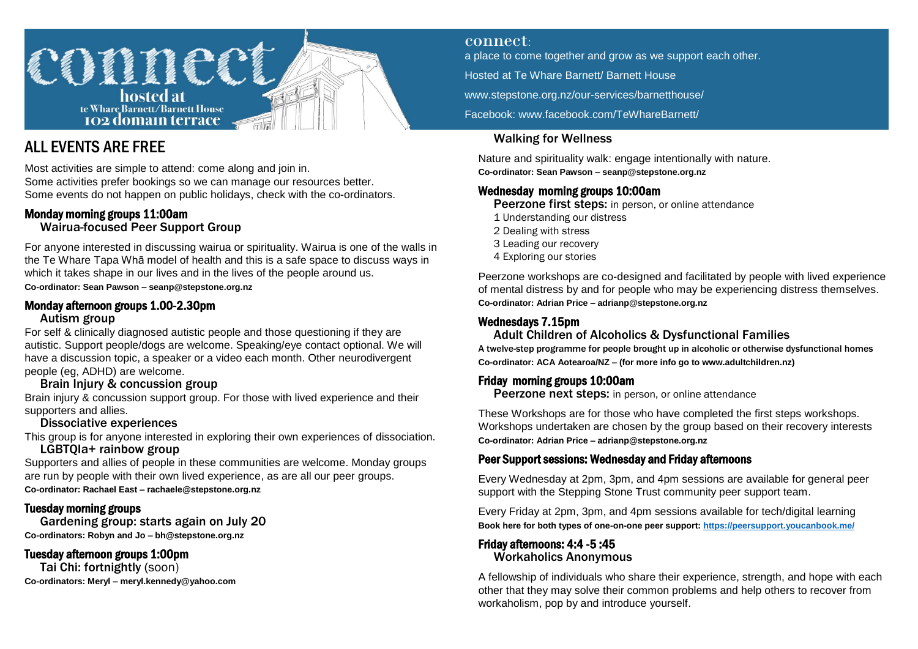# connect

hosted at
te Whare Barnett/Barnett House
102 domain terrace

## ALL EVENTS ARE FREE

Most activities are simple to attend: come along and join in.
Some activities prefer bookings so we can manage our resources better.
Some events do not happen on public holidays, check with the co-ordinators.

### Monday morning groups 11:00am

#### Wairua-focused Peer Support Group

For anyone interested in discussing wairua or spirituality. Wairua is one of the walls in the Te Whare Tapa Whā model of health and this is a safe space to discuss ways in which it takes shape in our lives and in the lives of the people around us.
**Co-ordinator: Sean Pawson – seanp@stepstone.org.nz**

### Monday afternoon groups 1.00-2.30pm

#### Autism group

For self & clinically diagnosed autistic people and those questioning if they are autistic. Support people/dogs are welcome. Speaking/eye contact optional. We will have a discussion topic, a speaker or a video each month. Other neurodivergent people (eg, ADHD) are welcome.

#### Brain Injury & concussion group

Brain injury & concussion support group. For those with lived experience and their supporters and allies.

#### Dissociative experiences

This group is for anyone interested in exploring their own experiences of dissociation.

#### LGBTQIa+ rainbow group

Supporters and allies of people in these communities are welcome. Monday groups are run by people with their own lived experience, as are all our peer groups.
**Co-ordinator: Rachael East – rachaele@stepstone.org.nz**

### Tuesday morning groups

#### Gardening group: starts again on July 20

**Co-ordinators: Robyn and Jo – bh@stepstone.org.nz**

### Tuesday afternoon groups 1:00pm

#### Tai Chi: fortnightly (soon)

**Co-ordinators: Meryl – meryl.kennedy@yahoo.com**

**connect:**
a place to come together and grow as we support each other.
Hosted at Te Whare Barnett/ Barnett House
www.stepstone.org.nz/our-services/barnetthouse/
Facebook: www.facebook.com/TeWhareBarnett/

#### Walking for Wellness

Nature and spirituality walk: engage intentionally with nature.
**Co-ordinator: Sean Pawson – seanp@stepstone.org.nz**

### Wednesday morning groups 10:00am

**Peerzone first steps:** in person, or online attendance

1 Understanding our distress
2 Dealing with stress
3 Leading our recovery
4 Exploring our stories

Peerzone workshops are co-designed and facilitated by people with lived experience of mental distress by and for people who may be experiencing distress themselves.
**Co-ordinator: Adrian Price – adrianp@stepstone.org.nz**

### Wednesdays 7.15pm

#### Adult Children of Alcoholics & Dysfunctional Families

**A twelve-step programme for people brought up in alcoholic or otherwise dysfunctional homes**
**Co-ordinator: ACA Aotearoa/NZ – (for more info go to www.adultchildren.nz)**

### Friday morning groups 10:00am

**Peerzone next steps:** in person, or online attendance

These Workshops are for those who have completed the first steps workshops. Workshops undertaken are chosen by the group based on their recovery interests
**Co-ordinator: Adrian Price – adrianp@stepstone.org.nz**

### Peer Support sessions: Wednesday and Friday afternoons

Every Wednesday at 2pm, 3pm, and 4pm sessions are available for general peer support with the Stepping Stone Trust community peer support team.

Every Friday at 2pm, 3pm, and 4pm sessions available for tech/digital learning
**Book here for both types of one-on-one peer support: https://peersupport.youcanbook.me/**

### Friday afternoons: 4:4 -5 :45

#### Workaholics Anonymous

A fellowship of individuals who share their experience, strength, and hope with each other that they may solve their common problems and help others to recover from workaholism, pop by and introduce yourself.